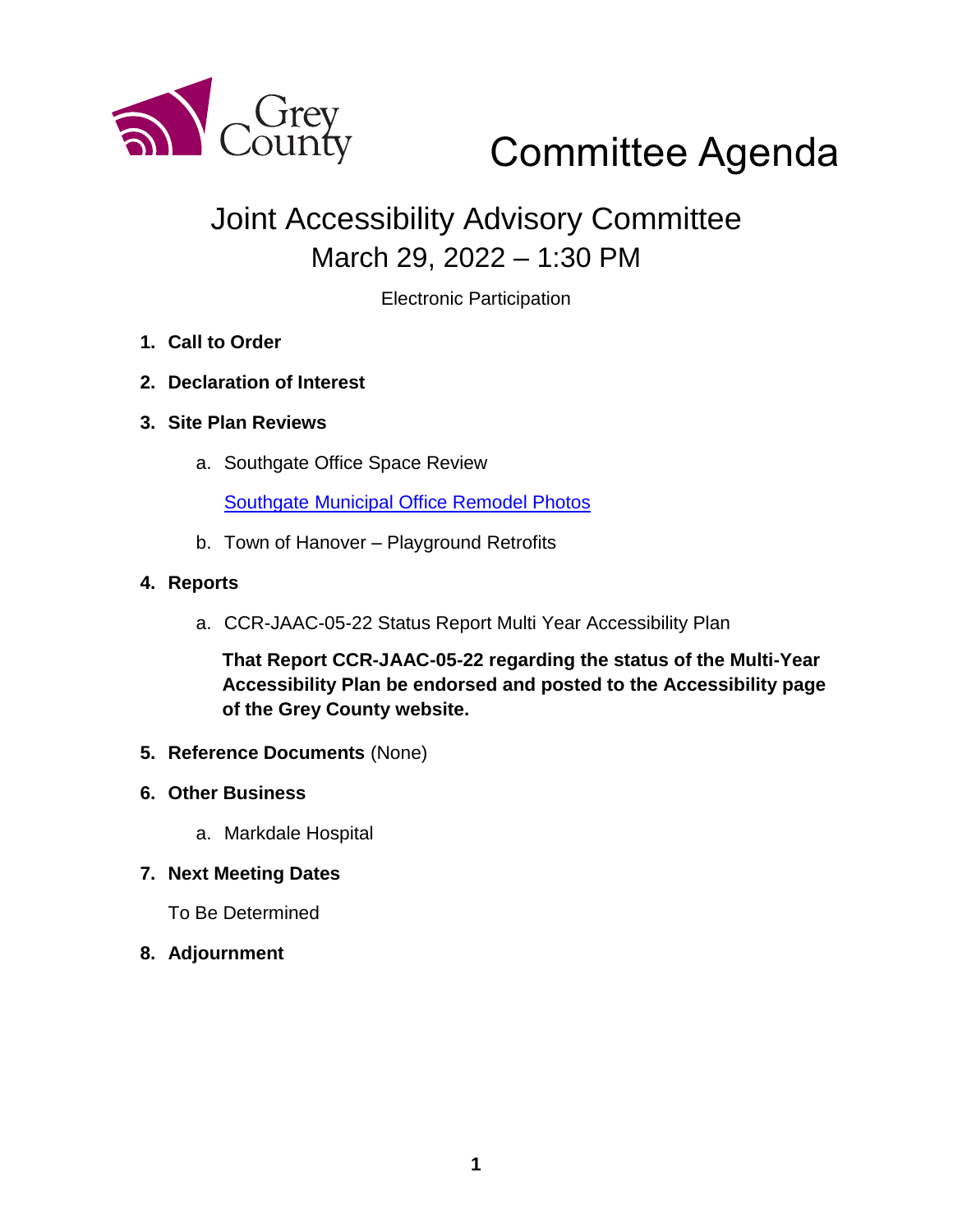Grey County

# Committee Agenda

## Joint Accessibility Advisory Committee
## March 29, 2022 – 1:30 PM

Electronic Participation

1. **Call to Order**
2. **Declaration of Interest**
3. **Site Plan Reviews**
   a. Southgate Office Space Review

      Southgate Municipal Office Remodel Photos

   b. Town of Hanover – Playground Retrofits
4. **Reports**
   a. CCR-JAAC-05-22 Status Report Multi Year Accessibility Plan

      **That Report CCR-JAAC-05-22 regarding the status of the Multi-Year Accessibility Plan be endorsed and posted to the Accessibility page of the Grey County website.**
5. **Reference Documents** (None)
6. **Other Business**
   a. Markdale Hospital
7. **Next Meeting Dates**

   To Be Determined
8. **Adjournment**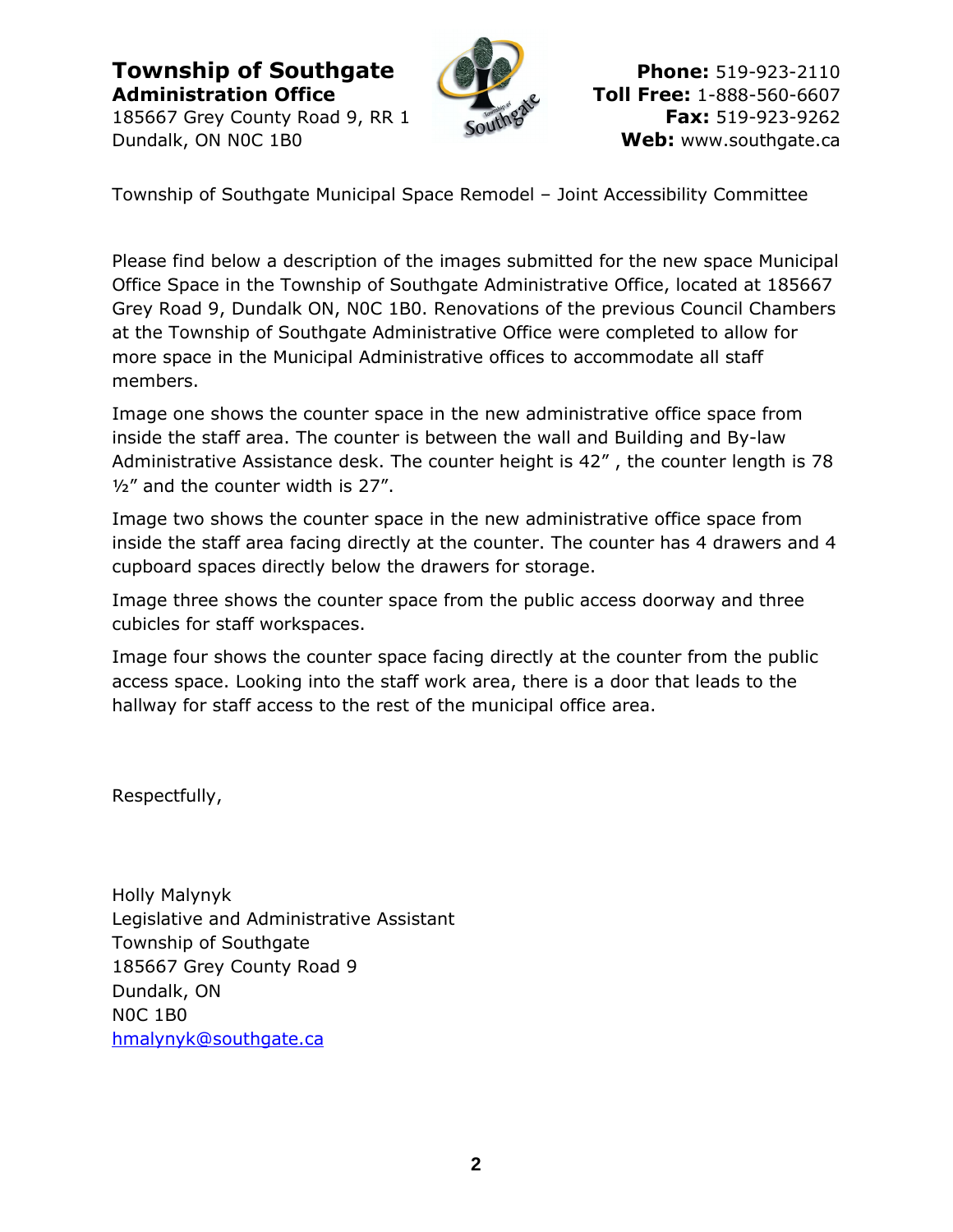**Township of Southgate**
**Administration Office**
185667 Grey County Road 9, RR 1
Dundalk, ON N0C 1B0

**Phone:** 519-923-2110
**Toll Free:** 1-888-560-6607
**Fax:** 519-923-9262
**Web:** www.southgate.ca

Township of Southgate Municipal Space Remodel – Joint Accessibility Committee

Please find below a description of the images submitted for the new space Municipal Office Space in the Township of Southgate Administrative Office, located at 185667 Grey Road 9, Dundalk ON, N0C 1B0. Renovations of the previous Council Chambers at the Township of Southgate Administrative Office were completed to allow for more space in the Municipal Administrative offices to accommodate all staff members.

Image one shows the counter space in the new administrative office space from inside the staff area. The counter is between the wall and Building and By-law Administrative Assistance desk. The counter height is 42" , the counter length is 78 ½" and the counter width is 27".

Image two shows the counter space in the new administrative office space from inside the staff area facing directly at the counter. The counter has 4 drawers and 4 cupboard spaces directly below the drawers for storage.

Image three shows the counter space from the public access doorway and three cubicles for staff workspaces.

Image four shows the counter space facing directly at the counter from the public access space. Looking into the staff work area, there is a door that leads to the hallway for staff access to the rest of the municipal office area.

Respectfully,

Holly Malynyk
Legislative and Administrative Assistant
Township of Southgate
185667 Grey County Road 9
Dundalk, ON
N0C 1B0
hmalynyk@southgate.ca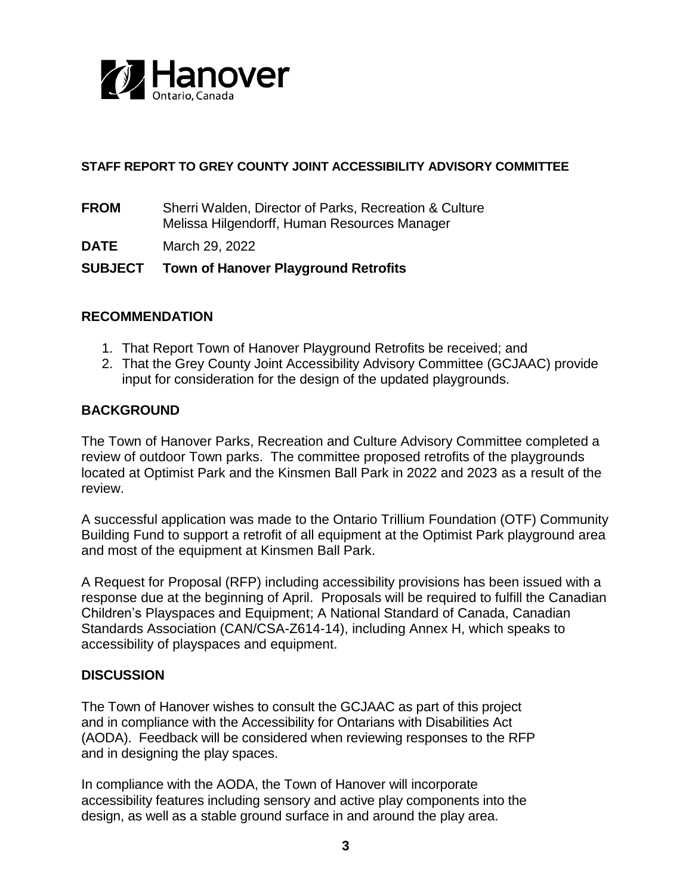**STAFF REPORT TO GREY COUNTY JOINT ACCESSIBILITY ADVISORY COMMITTEE**

**FROM** Sherri Walden, Director of Parks, Recreation & Culture
Melissa Hilgendorff, Human Resources Manager

**DATE** March 29, 2022

**SUBJECT Town of Hanover Playground Retrofits**

## RECOMMENDATION

1. That Report Town of Hanover Playground Retrofits be received; and
2. That the Grey County Joint Accessibility Advisory Committee (GCJAAC) provide input for consideration for the design of the updated playgrounds.

## BACKGROUND

The Town of Hanover Parks, Recreation and Culture Advisory Committee completed a review of outdoor Town parks. The committee proposed retrofits of the playgrounds located at Optimist Park and the Kinsmen Ball Park in 2022 and 2023 as a result of the review.

A successful application was made to the Ontario Trillium Foundation (OTF) Community Building Fund to support a retrofit of all equipment at the Optimist Park playground area and most of the equipment at Kinsmen Ball Park.

A Request for Proposal (RFP) including accessibility provisions has been issued with a response due at the beginning of April. Proposals will be required to fulfill the Canadian Children's Playspaces and Equipment; A National Standard of Canada, Canadian Standards Association (CAN/CSA-Z614-14), including Annex H, which speaks to accessibility of playspaces and equipment.

## DISCUSSION

The Town of Hanover wishes to consult the GCJAAC as part of this project and in compliance with the Accessibility for Ontarians with Disabilities Act (AODA). Feedback will be considered when reviewing responses to the RFP and in designing the play spaces.

In compliance with the AODA, the Town of Hanover will incorporate accessibility features including sensory and active play components into the design, as well as a stable ground surface in and around the play area.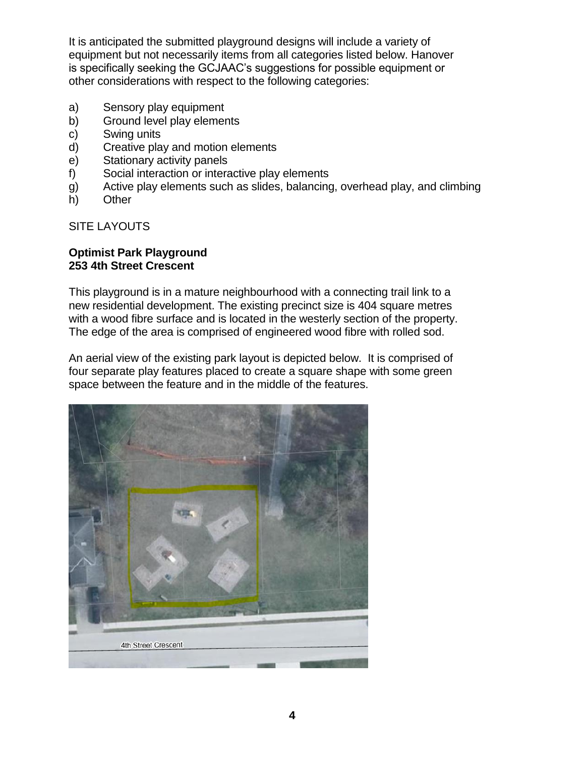It is anticipated the submitted playground designs will include a variety of equipment but not necessarily items from all categories listed below. Hanover is specifically seeking the GCJAAC's suggestions for possible equipment or other considerations with respect to the following categories:

a) Sensory play equipment
b) Ground level play elements
c) Swing units
d) Creative play and motion elements
e) Stationary activity panels
f) Social interaction or interactive play elements
g) Active play elements such as slides, balancing, overhead play, and climbing
h) Other

SITE LAYOUTS

**Optimist Park Playground**
**253 4th Street Crescent**

This playground is in a mature neighbourhood with a connecting trail link to a new residential development. The existing precinct size is 404 square metres with a wood fibre surface and is located in the westerly section of the property. The edge of the area is comprised of engineered wood fibre with rolled sod.

An aerial view of the existing park layout is depicted below. It is comprised of four separate play features placed to create a square shape with some green space between the feature and in the middle of the features.

4th Street Crescent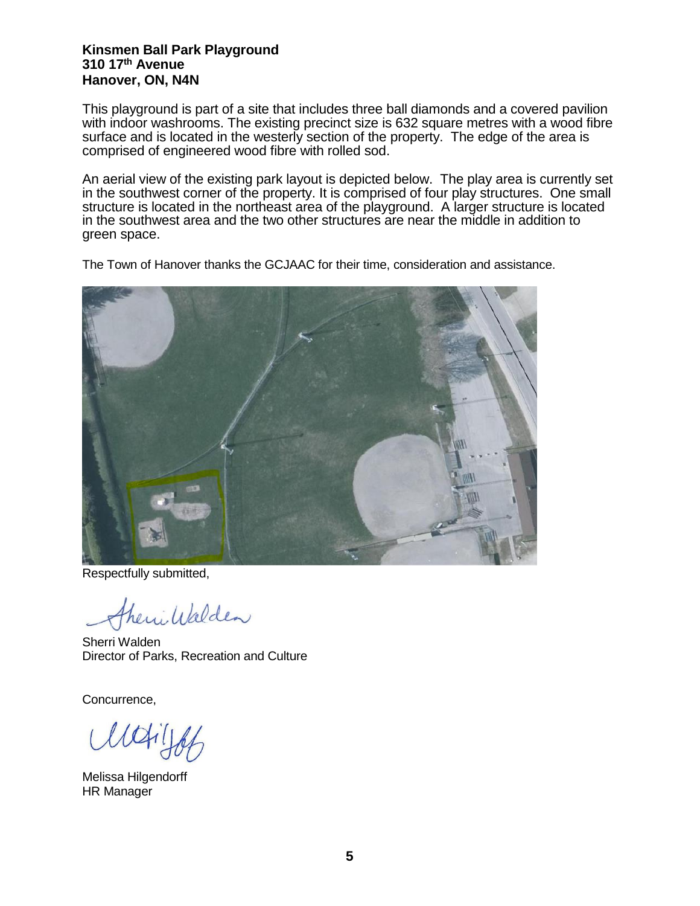**Kinsmen Ball Park Playground**
**310 17th Avenue**
**Hanover, ON, N4N**

This playground is part of a site that includes three ball diamonds and a covered pavilion with indoor washrooms. The existing precinct size is 632 square metres with a wood fibre surface and is located in the westerly section of the property. The edge of the area is comprised of engineered wood fibre with rolled sod.

An aerial view of the existing park layout is depicted below. The play area is currently set in the southwest corner of the property. It is comprised of four play structures. One small structure is located in the northeast area of the playground. A larger structure is located in the southwest area and the two other structures are near the middle in addition to green space.

The Town of Hanover thanks the GCJAAC for their time, consideration and assistance.

Respectfully submitted,

Sherri Walden
Director of Parks, Recreation and Culture

Concurrence,

Melissa Hilgendorff
HR Manager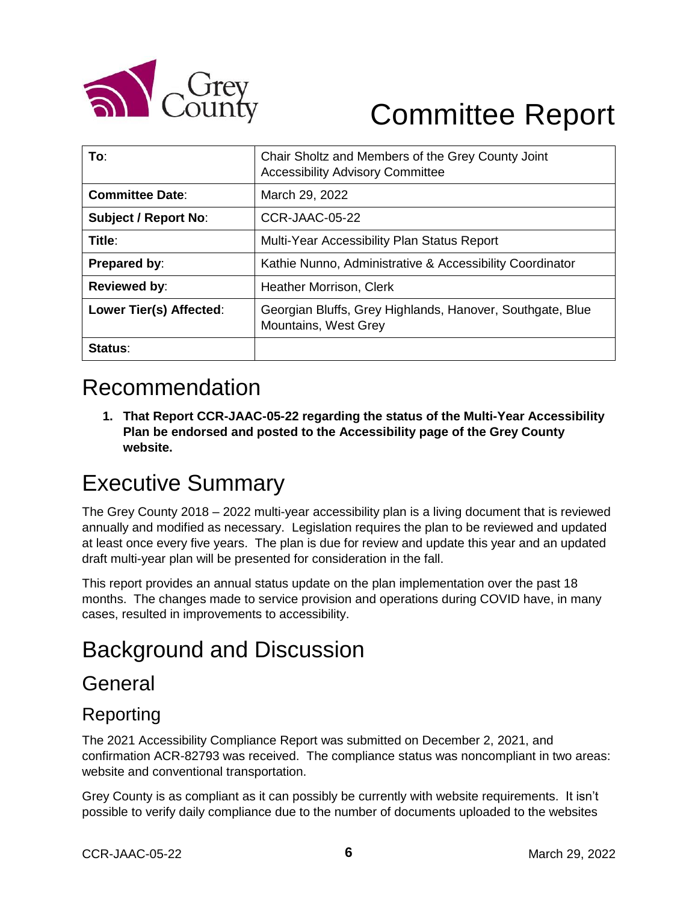# Committee Report

| To: | Chair Sholtz and Members of the Grey County Joint Accessibility Advisory Committee |
|---|---|
| **Committee Date**: | March 29, 2022 |
| **Subject / Report No**: | CCR-JAAC-05-22 |
| **Title**: | Multi-Year Accessibility Plan Status Report |
| **Prepared by**: | Kathie Nunno, Administrative & Accessibility Coordinator |
| **Reviewed by**: | Heather Morrison, Clerk |
| **Lower Tier(s) Affected**: | Georgian Bluffs, Grey Highlands, Hanover, Southgate, Blue Mountains, West Grey |
| **Status**: | |

# Recommendation

1. **That Report CCR-JAAC-05-22 regarding the status of the Multi-Year Accessibility Plan be endorsed and posted to the Accessibility page of the Grey County website.**

# Executive Summary

The Grey County 2018 – 2022 multi-year accessibility plan is a living document that is reviewed annually and modified as necessary. Legislation requires the plan to be reviewed and updated at least once every five years. The plan is due for review and update this year and an updated draft multi-year plan will be presented for consideration in the fall.

This report provides an annual status update on the plan implementation over the past 18 months. The changes made to service provision and operations during COVID have, in many cases, resulted in improvements to accessibility.

# Background and Discussion

## General

### Reporting

The 2021 Accessibility Compliance Report was submitted on December 2, 2021, and confirmation ACR-82793 was received. The compliance status was noncompliant in two areas: website and conventional transportation.

Grey County is as compliant as it can possibly be currently with website requirements. It isn't possible to verify daily compliance due to the number of documents uploaded to the websites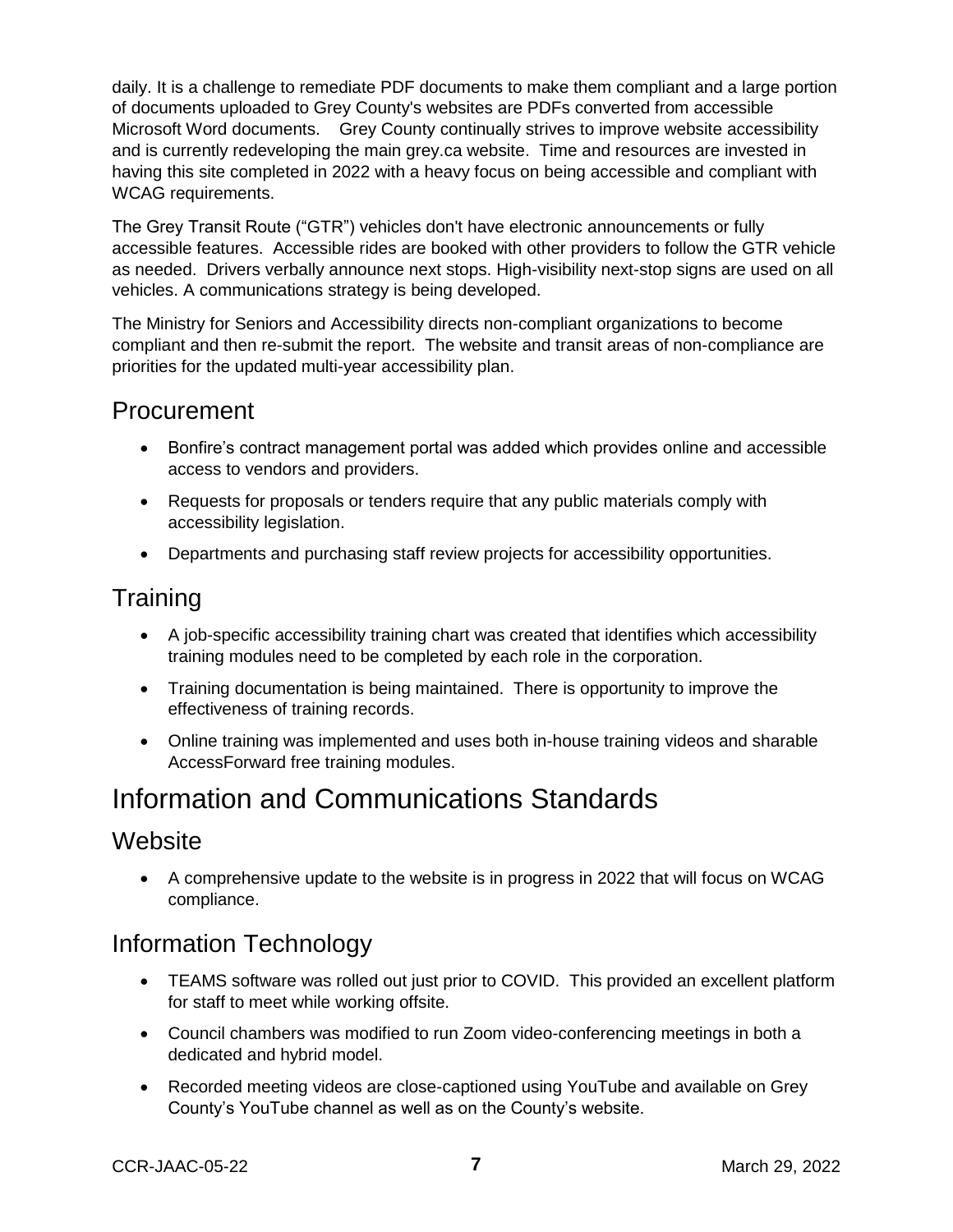daily. It is a challenge to remediate PDF documents to make them compliant and a large portion of documents uploaded to Grey County's websites are PDFs converted from accessible Microsoft Word documents. Grey County continually strives to improve website accessibility and is currently redeveloping the main grey.ca website. Time and resources are invested in having this site completed in 2022 with a heavy focus on being accessible and compliant with WCAG requirements.

The Grey Transit Route ("GTR") vehicles don't have electronic announcements or fully accessible features. Accessible rides are booked with other providers to follow the GTR vehicle as needed. Drivers verbally announce next stops. High-visibility next-stop signs are used on all vehicles. A communications strategy is being developed.

The Ministry for Seniors and Accessibility directs non-compliant organizations to become compliant and then re-submit the report. The website and transit areas of non-compliance are priorities for the updated multi-year accessibility plan.

## Procurement

- Bonfire's contract management portal was added which provides online and accessible access to vendors and providers.
- Requests for proposals or tenders require that any public materials comply with accessibility legislation.
- Departments and purchasing staff review projects for accessibility opportunities.

## Training

- A job-specific accessibility training chart was created that identifies which accessibility training modules need to be completed by each role in the corporation.
- Training documentation is being maintained. There is opportunity to improve the effectiveness of training records.
- Online training was implemented and uses both in-house training videos and sharable AccessForward free training modules.

# Information and Communications Standards

## Website

- A comprehensive update to the website is in progress in 2022 that will focus on WCAG compliance.

## Information Technology

- TEAMS software was rolled out just prior to COVID. This provided an excellent platform for staff to meet while working offsite.
- Council chambers was modified to run Zoom video-conferencing meetings in both a dedicated and hybrid model.
- Recorded meeting videos are close-captioned using YouTube and available on Grey County's YouTube channel as well as on the County's website.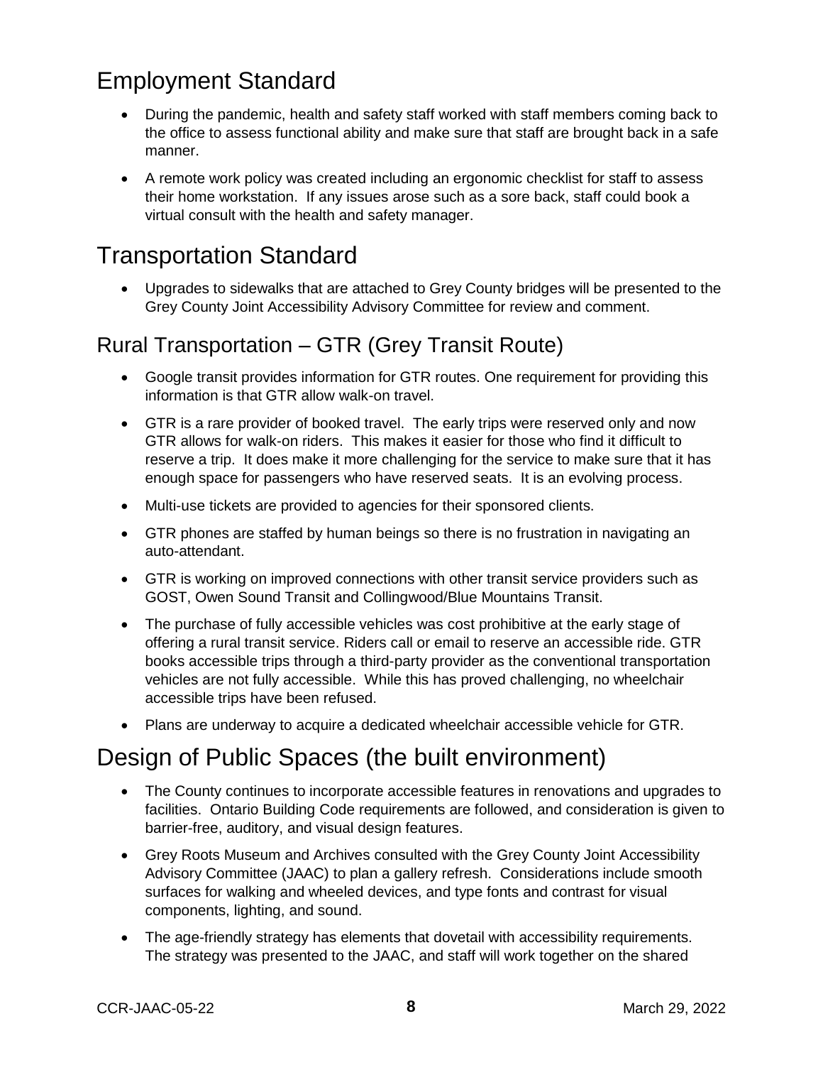# Employment Standard

- During the pandemic, health and safety staff worked with staff members coming back to the office to assess functional ability and make sure that staff are brought back in a safe manner.
- A remote work policy was created including an ergonomic checklist for staff to assess their home workstation. If any issues arose such as a sore back, staff could book a virtual consult with the health and safety manager.

# Transportation Standard

- Upgrades to sidewalks that are attached to Grey County bridges will be presented to the Grey County Joint Accessibility Advisory Committee for review and comment.

## Rural Transportation – GTR (Grey Transit Route)

- Google transit provides information for GTR routes. One requirement for providing this information is that GTR allow walk-on travel.
- GTR is a rare provider of booked travel. The early trips were reserved only and now GTR allows for walk-on riders. This makes it easier for those who find it difficult to reserve a trip. It does make it more challenging for the service to make sure that it has enough space for passengers who have reserved seats. It is an evolving process.
- Multi-use tickets are provided to agencies for their sponsored clients.
- GTR phones are staffed by human beings so there is no frustration in navigating an auto-attendant.
- GTR is working on improved connections with other transit service providers such as GOST, Owen Sound Transit and Collingwood/Blue Mountains Transit.
- The purchase of fully accessible vehicles was cost prohibitive at the early stage of offering a rural transit service. Riders call or email to reserve an accessible ride. GTR books accessible trips through a third-party provider as the conventional transportation vehicles are not fully accessible. While this has proved challenging, no wheelchair accessible trips have been refused.
- Plans are underway to acquire a dedicated wheelchair accessible vehicle for GTR.

# Design of Public Spaces (the built environment)

- The County continues to incorporate accessible features in renovations and upgrades to facilities. Ontario Building Code requirements are followed, and consideration is given to barrier-free, auditory, and visual design features.
- Grey Roots Museum and Archives consulted with the Grey County Joint Accessibility Advisory Committee (JAAC) to plan a gallery refresh. Considerations include smooth surfaces for walking and wheeled devices, and type fonts and contrast for visual components, lighting, and sound.
- The age-friendly strategy has elements that dovetail with accessibility requirements. The strategy was presented to the JAAC, and staff will work together on the shared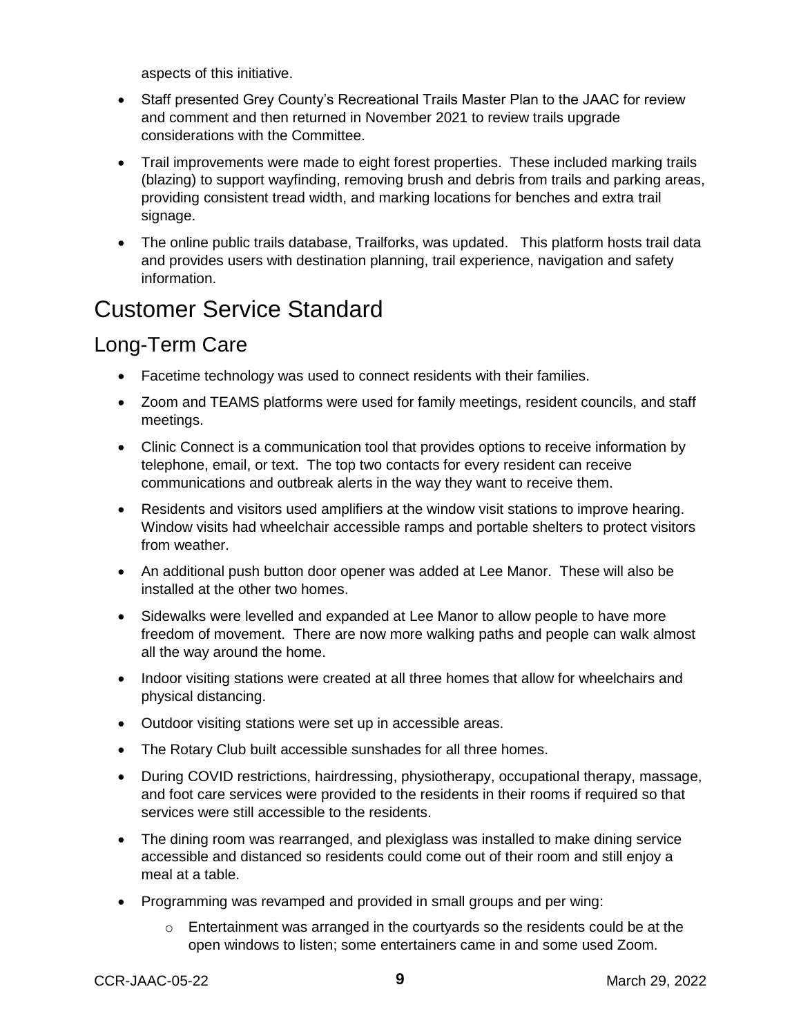aspects of this initiative.

- Staff presented Grey County's Recreational Trails Master Plan to the JAAC for review and comment and then returned in November 2021 to review trails upgrade considerations with the Committee.
- Trail improvements were made to eight forest properties. These included marking trails (blazing) to support wayfinding, removing brush and debris from trails and parking areas, providing consistent tread width, and marking locations for benches and extra trail signage.
- The online public trails database, Trailforks, was updated. This platform hosts trail data and provides users with destination planning, trail experience, navigation and safety information.

# Customer Service Standard

## Long-Term Care

- Facetime technology was used to connect residents with their families.
- Zoom and TEAMS platforms were used for family meetings, resident councils, and staff meetings.
- Clinic Connect is a communication tool that provides options to receive information by telephone, email, or text. The top two contacts for every resident can receive communications and outbreak alerts in the way they want to receive them.
- Residents and visitors used amplifiers at the window visit stations to improve hearing. Window visits had wheelchair accessible ramps and portable shelters to protect visitors from weather.
- An additional push button door opener was added at Lee Manor. These will also be installed at the other two homes.
- Sidewalks were levelled and expanded at Lee Manor to allow people to have more freedom of movement. There are now more walking paths and people can walk almost all the way around the home.
- Indoor visiting stations were created at all three homes that allow for wheelchairs and physical distancing.
- Outdoor visiting stations were set up in accessible areas.
- The Rotary Club built accessible sunshades for all three homes.
- During COVID restrictions, hairdressing, physiotherapy, occupational therapy, massage, and foot care services were provided to the residents in their rooms if required so that services were still accessible to the residents.
- The dining room was rearranged, and plexiglass was installed to make dining service accessible and distanced so residents could come out of their room and still enjoy a meal at a table.
- Programming was revamped and provided in small groups and per wing:
  - Entertainment was arranged in the courtyards so the residents could be at the open windows to listen; some entertainers came in and some used Zoom.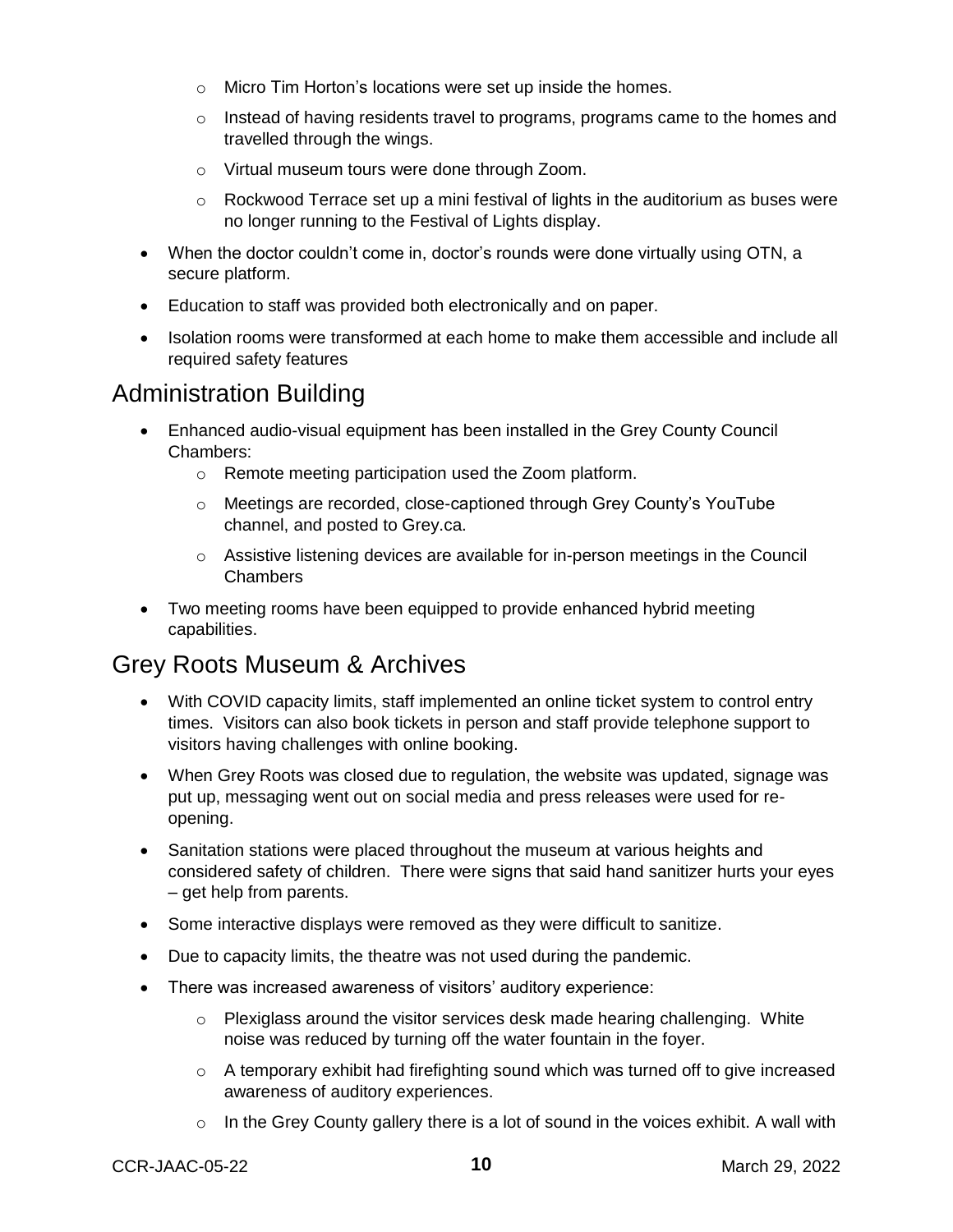- Micro Tim Horton's locations were set up inside the homes.
    - Instead of having residents travel to programs, programs came to the homes and travelled through the wings.
    - Virtual museum tours were done through Zoom.
    - Rockwood Terrace set up a mini festival of lights in the auditorium as buses were no longer running to the Festival of Lights display.
- When the doctor couldn't come in, doctor's rounds were done virtually using OTN, a secure platform.
- Education to staff was provided both electronically and on paper.
- Isolation rooms were transformed at each home to make them accessible and include all required safety features

## Administration Building

- Enhanced audio-visual equipment has been installed in the Grey County Council Chambers:
    - Remote meeting participation used the Zoom platform.
    - Meetings are recorded, close-captioned through Grey County's YouTube channel, and posted to Grey.ca.
    - Assistive listening devices are available for in-person meetings in the Council Chambers
- Two meeting rooms have been equipped to provide enhanced hybrid meeting capabilities.

## Grey Roots Museum & Archives

- With COVID capacity limits, staff implemented an online ticket system to control entry times. Visitors can also book tickets in person and staff provide telephone support to visitors having challenges with online booking.
- When Grey Roots was closed due to regulation, the website was updated, signage was put up, messaging went out on social media and press releases were used for re-opening.
- Sanitation stations were placed throughout the museum at various heights and considered safety of children. There were signs that said hand sanitizer hurts your eyes – get help from parents.
- Some interactive displays were removed as they were difficult to sanitize.
- Due to capacity limits, the theatre was not used during the pandemic.
- There was increased awareness of visitors' auditory experience:
    - Plexiglass around the visitor services desk made hearing challenging. White noise was reduced by turning off the water fountain in the foyer.
    - A temporary exhibit had firefighting sound which was turned off to give increased awareness of auditory experiences.
    - In the Grey County gallery there is a lot of sound in the voices exhibit. A wall with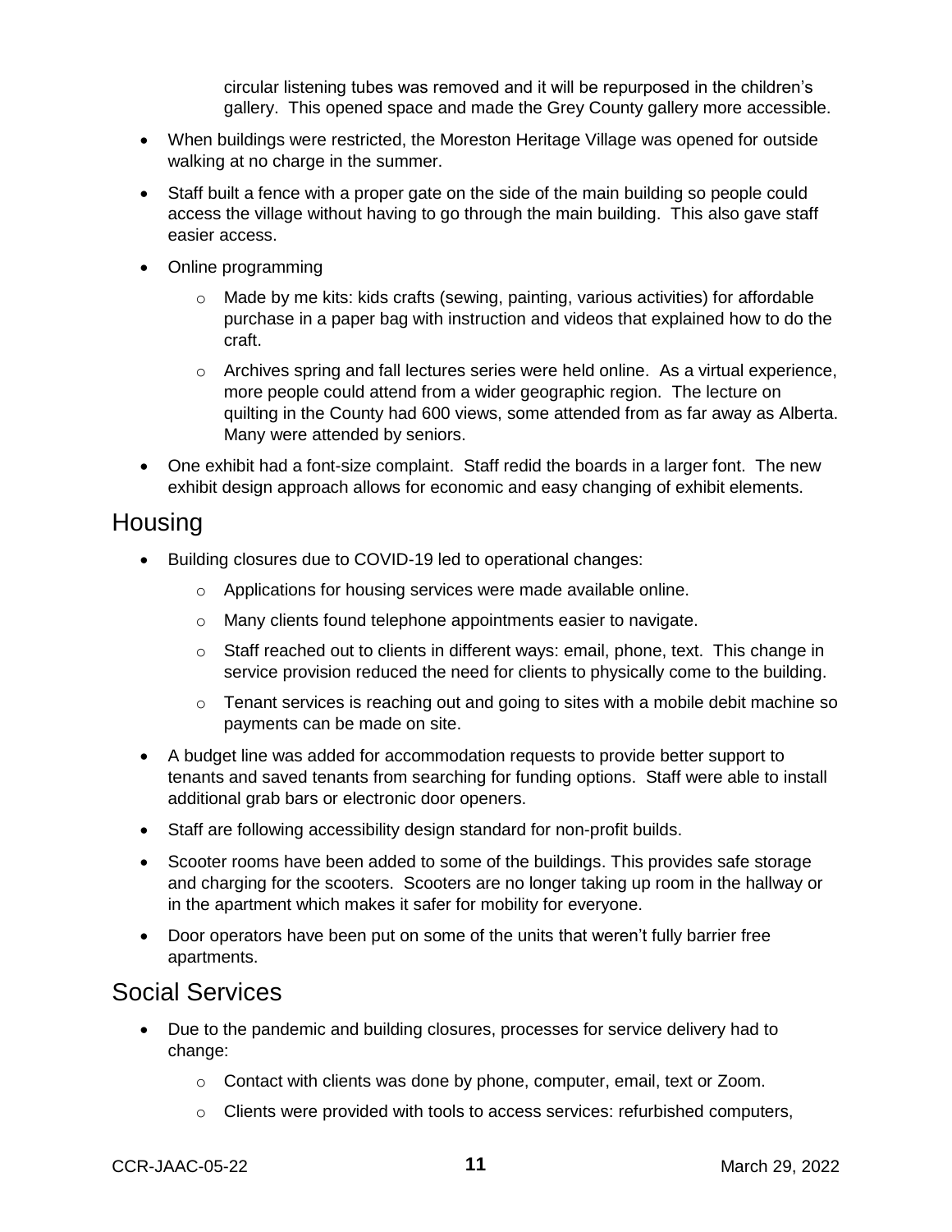circular listening tubes was removed and it will be repurposed in the children's gallery. This opened space and made the Grey County gallery more accessible.

- When buildings were restricted, the Moreston Heritage Village was opened for outside walking at no charge in the summer.
- Staff built a fence with a proper gate on the side of the main building so people could access the village without having to go through the main building. This also gave staff easier access.
- Online programming
  - Made by me kits: kids crafts (sewing, painting, various activities) for affordable purchase in a paper bag with instruction and videos that explained how to do the craft.
  - Archives spring and fall lectures series were held online. As a virtual experience, more people could attend from a wider geographic region. The lecture on quilting in the County had 600 views, some attended from as far away as Alberta. Many were attended by seniors.
- One exhibit had a font-size complaint. Staff redid the boards in a larger font. The new exhibit design approach allows for economic and easy changing of exhibit elements.

## Housing

- Building closures due to COVID-19 led to operational changes:
  - Applications for housing services were made available online.
  - Many clients found telephone appointments easier to navigate.
  - Staff reached out to clients in different ways: email, phone, text. This change in service provision reduced the need for clients to physically come to the building.
  - Tenant services is reaching out and going to sites with a mobile debit machine so payments can be made on site.
- A budget line was added for accommodation requests to provide better support to tenants and saved tenants from searching for funding options. Staff were able to install additional grab bars or electronic door openers.
- Staff are following accessibility design standard for non-profit builds.
- Scooter rooms have been added to some of the buildings. This provides safe storage and charging for the scooters. Scooters are no longer taking up room in the hallway or in the apartment which makes it safer for mobility for everyone.
- Door operators have been put on some of the units that weren't fully barrier free apartments.

## Social Services

- Due to the pandemic and building closures, processes for service delivery had to change:
  - Contact with clients was done by phone, computer, email, text or Zoom.
  - Clients were provided with tools to access services: refurbished computers,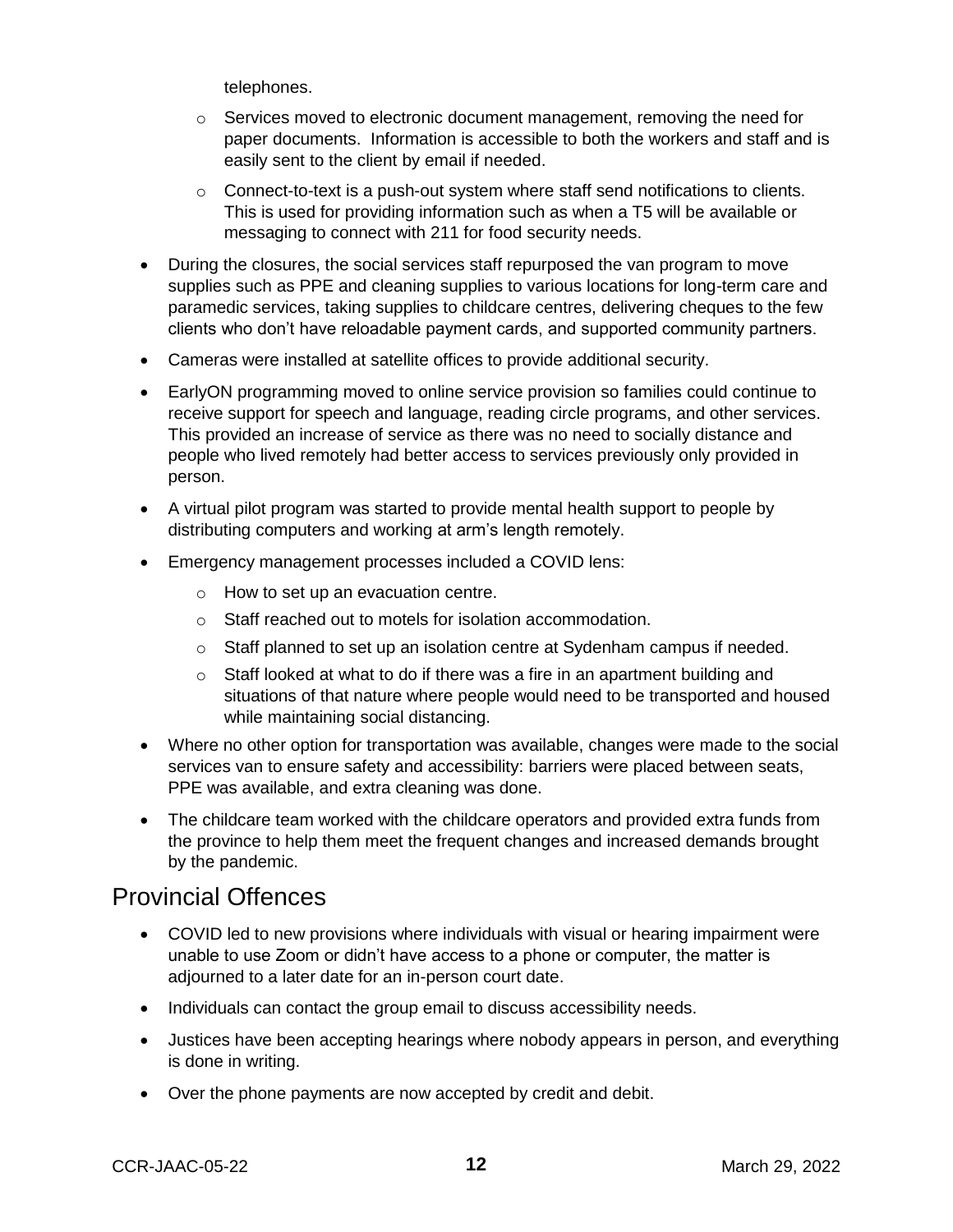telephones.

    - Services moved to electronic document management, removing the need for paper documents. Information is accessible to both the workers and staff and is easily sent to the client by email if needed.
    - Connect-to-text is a push-out system where staff send notifications to clients. This is used for providing information such as when a T5 will be available or messaging to connect with 211 for food security needs.
- During the closures, the social services staff repurposed the van program to move supplies such as PPE and cleaning supplies to various locations for long-term care and paramedic services, taking supplies to childcare centres, delivering cheques to the few clients who don't have reloadable payment cards, and supported community partners.
- Cameras were installed at satellite offices to provide additional security.
- EarlyON programming moved to online service provision so families could continue to receive support for speech and language, reading circle programs, and other services. This provided an increase of service as there was no need to socially distance and people who lived remotely had better access to services previously only provided in person.
- A virtual pilot program was started to provide mental health support to people by distributing computers and working at arm's length remotely.
- Emergency management processes included a COVID lens:
    - How to set up an evacuation centre.
    - Staff reached out to motels for isolation accommodation.
    - Staff planned to set up an isolation centre at Sydenham campus if needed.
    - Staff looked at what to do if there was a fire in an apartment building and situations of that nature where people would need to be transported and housed while maintaining social distancing.
- Where no other option for transportation was available, changes were made to the social services van to ensure safety and accessibility: barriers were placed between seats, PPE was available, and extra cleaning was done.
- The childcare team worked with the childcare operators and provided extra funds from the province to help them meet the frequent changes and increased demands brought by the pandemic.

## Provincial Offences

- COVID led to new provisions where individuals with visual or hearing impairment were unable to use Zoom or didn't have access to a phone or computer, the matter is adjourned to a later date for an in-person court date.
- Individuals can contact the group email to discuss accessibility needs.
- Justices have been accepting hearings where nobody appears in person, and everything is done in writing.
- Over the phone payments are now accepted by credit and debit.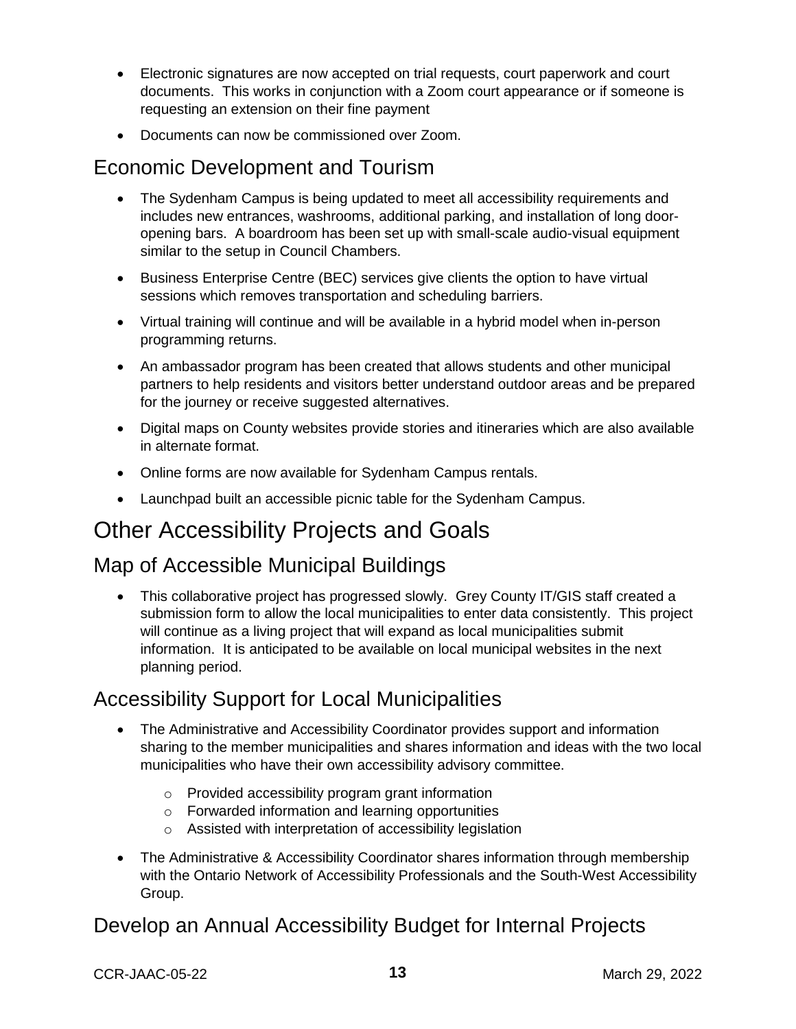- Electronic signatures are now accepted on trial requests, court paperwork and court documents. This works in conjunction with a Zoom court appearance or if someone is requesting an extension on their fine payment
- Documents can now be commissioned over Zoom.

## Economic Development and Tourism

- The Sydenham Campus is being updated to meet all accessibility requirements and includes new entrances, washrooms, additional parking, and installation of long door-opening bars. A boardroom has been set up with small-scale audio-visual equipment similar to the setup in Council Chambers.
- Business Enterprise Centre (BEC) services give clients the option to have virtual sessions which removes transportation and scheduling barriers.
- Virtual training will continue and will be available in a hybrid model when in-person programming returns.
- An ambassador program has been created that allows students and other municipal partners to help residents and visitors better understand outdoor areas and be prepared for the journey or receive suggested alternatives.
- Digital maps on County websites provide stories and itineraries which are also available in alternate format.
- Online forms are now available for Sydenham Campus rentals.
- Launchpad built an accessible picnic table for the Sydenham Campus.

# Other Accessibility Projects and Goals

## Map of Accessible Municipal Buildings

- This collaborative project has progressed slowly. Grey County IT/GIS staff created a submission form to allow the local municipalities to enter data consistently. This project will continue as a living project that will expand as local municipalities submit information. It is anticipated to be available on local municipal websites in the next planning period.

## Accessibility Support for Local Municipalities

- The Administrative and Accessibility Coordinator provides support and information sharing to the member municipalities and shares information and ideas with the two local municipalities who have their own accessibility advisory committee.
  - Provided accessibility program grant information
  - Forwarded information and learning opportunities
  - Assisted with interpretation of accessibility legislation
- The Administrative & Accessibility Coordinator shares information through membership with the Ontario Network of Accessibility Professionals and the South-West Accessibility Group.

## Develop an Annual Accessibility Budget for Internal Projects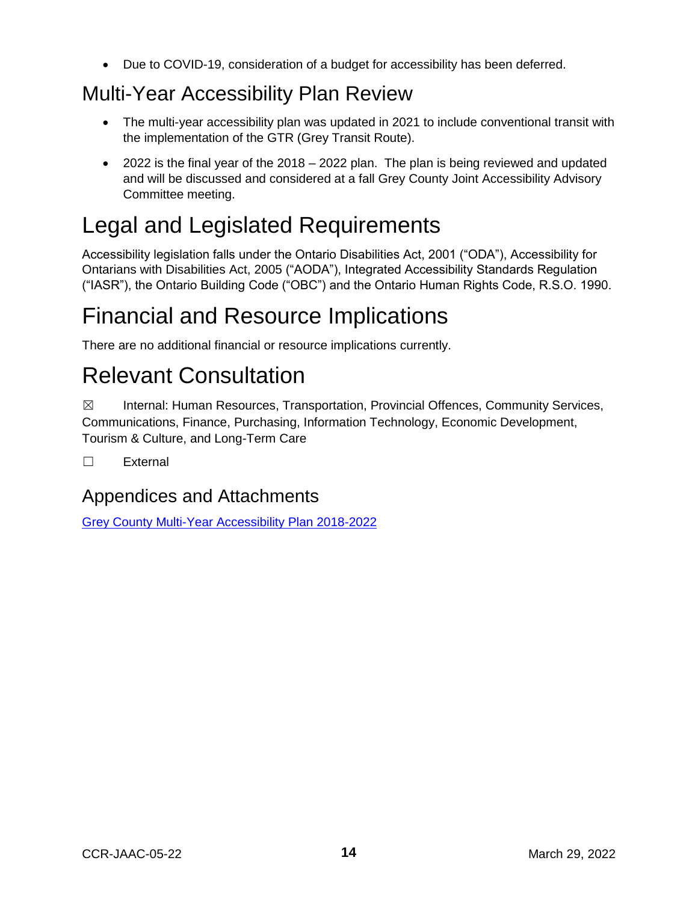- Due to COVID-19, consideration of a budget for accessibility has been deferred.

## Multi-Year Accessibility Plan Review

- The multi-year accessibility plan was updated in 2021 to include conventional transit with the implementation of the GTR (Grey Transit Route).
- 2022 is the final year of the 2018 – 2022 plan. The plan is being reviewed and updated and will be discussed and considered at a fall Grey County Joint Accessibility Advisory Committee meeting.

# Legal and Legislated Requirements

Accessibility legislation falls under the Ontario Disabilities Act, 2001 (“ODA”), Accessibility for Ontarians with Disabilities Act, 2005 (“AODA”), Integrated Accessibility Standards Regulation (“IASR”), the Ontario Building Code (“OBC”) and the Ontario Human Rights Code, R.S.O. 1990.

# Financial and Resource Implications

There are no additional financial or resource implications currently.

# Relevant Consultation

☒ Internal: Human Resources, Transportation, Provincial Offences, Community Services, Communications, Finance, Purchasing, Information Technology, Economic Development, Tourism & Culture, and Long-Term Care

☐ External

## Appendices and Attachments

Grey County Multi-Year Accessibility Plan 2018-2022